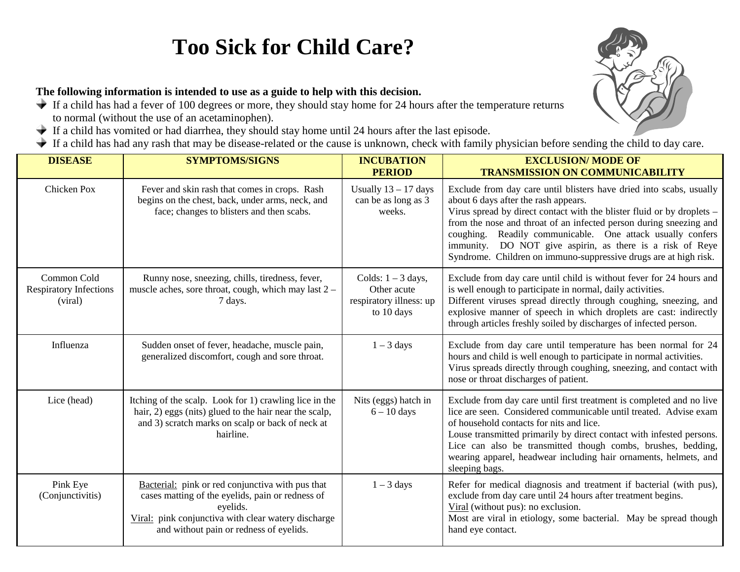# Too Sick for Child Care?

**The following information is intended to use as a guide to help with this decision.**

- If a child has had a fever of 100 degrees or more, they should stay home for 24 hours after the temperature returns to normal (without the use of an acetaminophen).
- If a child has vomited or had diarrhea, they should stay home until 24 hours after the last episode.
- If a child has had any rash that may be disease-related or the cause is unknown, check with family physician before sending the child to day care.

| DISEASE | SYMPTOMS/SIGNS | INCUBATION PERIOD | EXCLUSION/ MODE OF TRANSMISSION ON COMMUNICABILITY |
|---|---|---|---|
| Chicken Pox | Fever and skin rash that comes in crops. Rash begins on the chest, back, under arms, neck, and face; changes to blisters and then scabs. | Usually 13 – 17 days can be as long as 3 weeks. | Exclude from day care until blisters have dried into scabs, usually about 6 days after the rash appears. Virus spread by direct contact with the blister fluid or by droplets – from the nose and throat of an infected person during sneezing and coughing. Readily communicable. One attack usually confers immunity. DO NOT give aspirin, as there is a risk of Reye Syndrome. Children on immuno-suppressive drugs are at high risk. |
| Common Cold Respiratory Infections (viral) | Runny nose, sneezing, chills, tiredness, fever, muscle aches, sore throat, cough, which may last 2 – 7 days. | Colds: 1 – 3 days, Other acute respiratory illness: up to 10 days | Exclude from day care until child is without fever for 24 hours and is well enough to participate in normal, daily activities. Different viruses spread directly through coughing, sneezing, and explosive manner of speech in which droplets are cast: indirectly through articles freshly soiled by discharges of infected person. |
| Influenza | Sudden onset of fever, headache, muscle pain, generalized discomfort, cough and sore throat. | 1 – 3 days | Exclude from day care until temperature has been normal for 24 hours and child is well enough to participate in normal activities. Virus spreads directly through coughing, sneezing, and contact with nose or throat discharges of patient. |
| Lice (head) | Itching of the scalp. Look for 1) crawling lice in the hair, 2) eggs (nits) glued to the hair near the scalp, and 3) scratch marks on scalp or back of neck at hairline. | Nits (eggs) hatch in 6 – 10 days | Exclude from day care until first treatment is completed and no live lice are seen. Considered communicable until treated. Advise exam of household contacts for nits and lice. Louse transmitted primarily by direct contact with infested persons. Lice can also be transmitted though combs, brushes, bedding, wearing apparel, headwear including hair ornaments, helmets, and sleeping bags. |
| Pink Eye (Conjunctivitis) | Bacterial: pink or red conjunctiva with pus that cases matting of the eyelids, pain or redness of eyelids. Viral: pink conjunctiva with clear watery discharge and without pain or redness of eyelids. | 1 – 3 days | Refer for medical diagnosis and treatment if bacterial (with pus), exclude from day care until 24 hours after treatment begins. Viral (without pus): no exclusion. Most are viral in etiology, some bacterial. May be spread though hand eye contact. |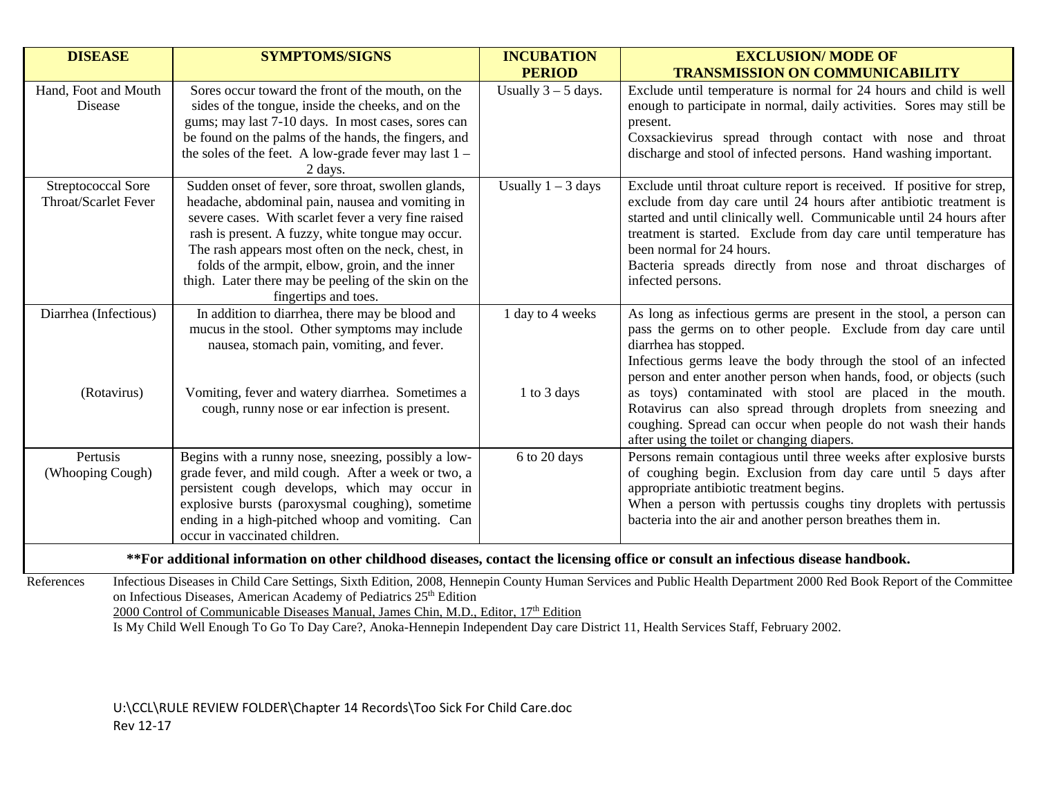| DISEASE | SYMPTOMS/SIGNS | INCUBATION PERIOD | EXCLUSION/ MODE OF TRANSMISSION ON COMMUNICABILITY |
|---|---|---|---|
| Hand, Foot and Mouth Disease | Sores occur toward the front of the mouth, on the sides of the tongue, inside the cheeks, and on the gums; may last 7-10 days. In most cases, sores can be found on the palms of the hands, the fingers, and the soles of the feet. A low-grade fever may last 1 – 2 days. | Usually 3 – 5 days. | Exclude until temperature is normal for 24 hours and child is well enough to participate in normal, daily activities. Sores may still be present.<br>Coxsackievirus spread through contact with nose and throat discharge and stool of infected persons. Hand washing important. |
| Streptococcal Sore Throat/Scarlet Fever | Sudden onset of fever, sore throat, swollen glands, headache, abdominal pain, nausea and vomiting in severe cases. With scarlet fever a very fine raised rash is present. A fuzzy, white tongue may occur. The rash appears most often on the neck, chest, in folds of the armpit, elbow, groin, and the inner thigh. Later there may be peeling of the skin on the fingertips and toes. | Usually 1 – 3 days | Exclude until throat culture report is received. If positive for strep, exclude from day care until 24 hours after antibiotic treatment is started and until clinically well. Communicable until 24 hours after treatment is started. Exclude from day care until temperature has been normal for 24 hours.<br>Bacteria spreads directly from nose and throat discharges of infected persons. |
| Diarrhea (Infectious)<br><br>(Rotavirus) | In addition to diarrhea, there may be blood and mucus in the stool. Other symptoms may include nausea, stomach pain, vomiting, and fever.<br><br>Vomiting, fever and watery diarrhea. Sometimes a cough, runny nose or ear infection is present. | 1 day to 4 weeks<br><br>1 to 3 days | As long as infectious germs are present in the stool, a person can pass the germs on to other people. Exclude from day care until diarrhea has stopped.<br>Infectious germs leave the body through the stool of an infected person and enter another person when hands, food, or objects (such as toys) contaminated with stool are placed in the mouth. Rotavirus can also spread through droplets from sneezing and coughing. Spread can occur when people do not wash their hands after using the toilet or changing diapers. |
| Pertusis (Whooping Cough) | Begins with a runny nose, sneezing, possibly a low-grade fever, and mild cough. After a week or two, a persistent cough develops, which may occur in explosive bursts (paroxysmal coughing), sometime ending in a high-pitched whoop and vomiting. Can occur in vaccinated children. | 6 to 20 days | Persons remain contagious until three weeks after explosive bursts of coughing begin. Exclusion from day care until 5 days after appropriate antibiotic treatment begins.<br>When a person with pertussis coughs tiny droplets with pertussis bacteria into the air and another person breathes them in. |

****For additional information on other childhood diseases, contact the licensing office or consult an infectious disease handbook.**

References: Infectious Diseases in Child Care Settings, Sixth Edition, 2008, Hennepin County Human Services and Public Health Department 2000 Red Book Report of the Committee on Infectious Diseases, American Academy of Pediatrics 25th Edition

2000 Control of Communicable Diseases Manual, James Chin, M.D., Editor, 17th Edition

Is My Child Well Enough To Go To Day Care?, Anoka-Hennepin Independent Day care District 11, Health Services Staff, February 2002.

U:\CCL\RULE REVIEW FOLDER\Chapter 14 Records\Too Sick For Child Care.doc
Rev 12-17